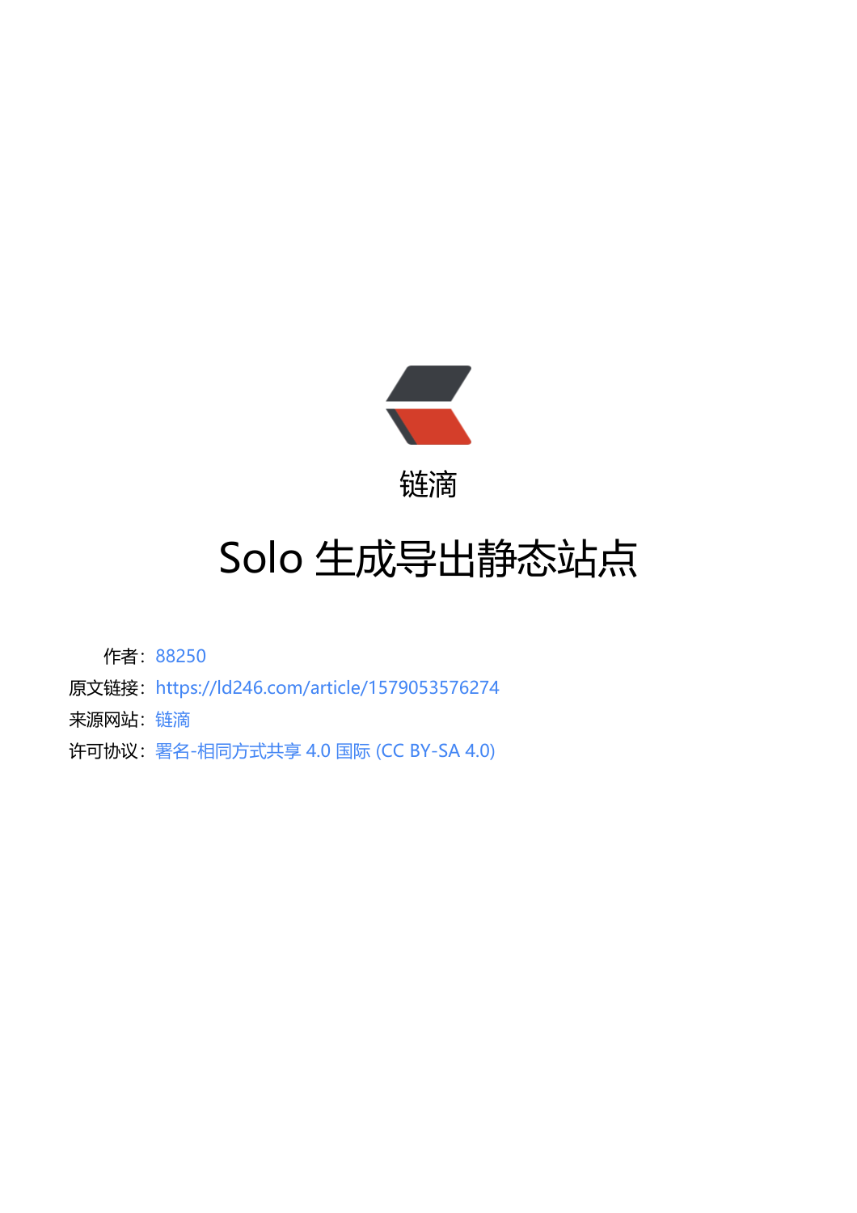链滴

# Solo 生成导出静态站点

作者：88250

原文链接：https://ld246.com/article/1579053576274

来源网站：链滴

许可协议：署名-相同方式共享 4.0 国际 (CC BY-SA 4.0)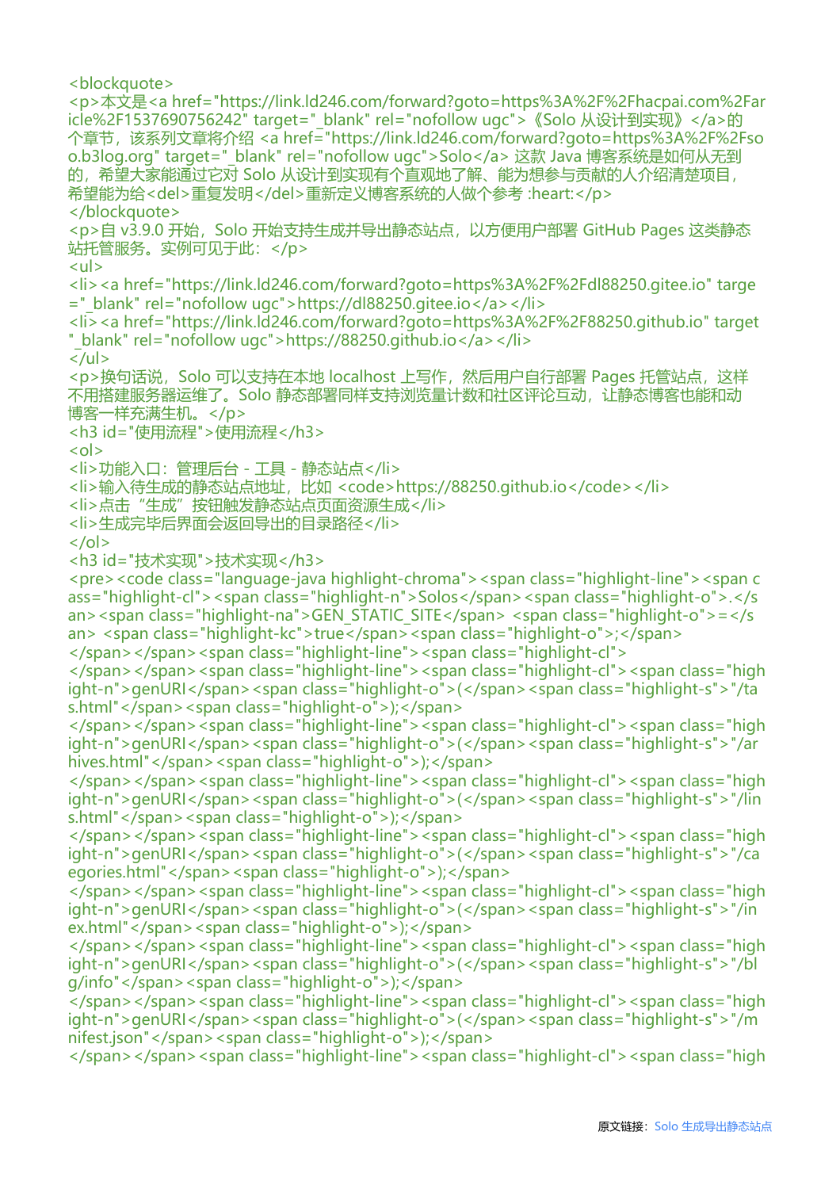```
<blockquote>
<p>本文是<a href="https://link.ld246.com/forward?goto=https%3A%2F%2Fhacpai.com%2Far
icle%2F1537690756242" target="_blank" rel="nofollow ugc">《Solo 从设计到实现》</a>的
个章节，该系列文章将介绍 <a href="https://link.ld246.com/forward?goto=https%3A%2F%2Fso
o.b3log.org" target="_blank" rel="nofollow ugc">Solo</a> 这款 Java 博客系统是如何从无到
的，希望大家能通过它对 Solo 从设计到实现有个直观地了解、能为想参与贡献的人介绍清楚项目，
希望能为给<del>重复发明</del>重新定义博客系统的人做个参考 :heart:</p>
</blockquote>
<p>自 v3.9.0 开始，Solo 开始支持生成并导出静态站点，以方便用户部署 GitHub Pages 这类静态
站托管服务。实例可见于此：</p>
<ul>
<li><a href="https://link.ld246.com/forward?goto=https%3A%2F%2Fdl88250.gitee.io" targe
="_blank" rel="nofollow ugc">https://dl88250.gitee.io</a></li>
<li><a href="https://link.ld246.com/forward?goto=https%3A%2F%2F88250.github.io" target
"_blank" rel="nofollow ugc">https://88250.github.io</a></li>
</ul>
<p>换句话说，Solo 可以支持在本地 localhost 上写作，然后用户自行部署 Pages 托管站点，这样
不用搭建服务器运维了。Solo 静态部署同样支持浏览量计数和社区评论互动，让静态博客也能和动
博客一样充满生机。</p>
<h3 id="使用流程">使用流程</h3>
<ol>
<li>功能入口：管理后台 - 工具 - 静态站点</li>
<li>输入待生成的静态站点地址，比如 <code>https://88250.github.io</code></li>
<li>点击 “生成” 按钮触发静态站点页面资源生成</li>
<li>生成完毕后界面会返回导出的目录路径</li>
</ol>
<h3 id="技术实现">技术实现</h3>
<pre><code class="language-java highlight-chroma"><span class="highlight-line"><span c
ass="highlight-cl"><span class="highlight-n">Solos</span><span class="highlight-o">.</s
an><span class="highlight-na">GEN_STATIC_SITE</span> <span class="highlight-o">=</s
an> <span class="highlight-kc">true</span><span class="highlight-o">;</span>
</span></span><span class="highlight-line"><span class="highlight-cl">
</span></span><span class="highlight-line"><span class="highlight-cl"><span class="high
ight-n">genURI</span><span class="highlight-o">(</span><span class="highlight-s">"/ta
s.html"</span><span class="highlight-o">);</span>
</span></span><span class="highlight-line"><span class="highlight-cl"><span class="high
ight-n">genURI</span><span class="highlight-o">(</span><span class="highlight-s">"/ar
hives.html"</span><span class="highlight-o">);</span>
</span></span><span class="highlight-line"><span class="highlight-cl"><span class="high
ight-n">genURI</span><span class="highlight-o">(</span><span class="highlight-s">"/lin
s.html"</span><span class="highlight-o">);</span>
</span></span><span class="highlight-line"><span class="highlight-cl"><span class="high
ight-n">genURI</span><span class="highlight-o">(</span><span class="highlight-s">"/ca
egories.html"</span><span class="highlight-o">);</span>
</span></span><span class="highlight-line"><span class="highlight-cl"><span class="high
ight-n">genURI</span><span class="highlight-o">(</span><span class="highlight-s">"/in
ex.html"</span><span class="highlight-o">);</span>
</span></span><span class="highlight-line"><span class="highlight-cl"><span class="high
ight-n">genURI</span><span class="highlight-o">(</span><span class="highlight-s">"/bl
g/info"</span><span class="highlight-o">);</span>
</span></span><span class="highlight-line"><span class="highlight-cl"><span class="high
ight-n">genURI</span><span class="highlight-o">(</span><span class="highlight-s">"/m
nifest.json"</span><span class="highlight-o">);</span>
</span></span><span class="highlight-line"><span class="highlight-cl"><span class="high
```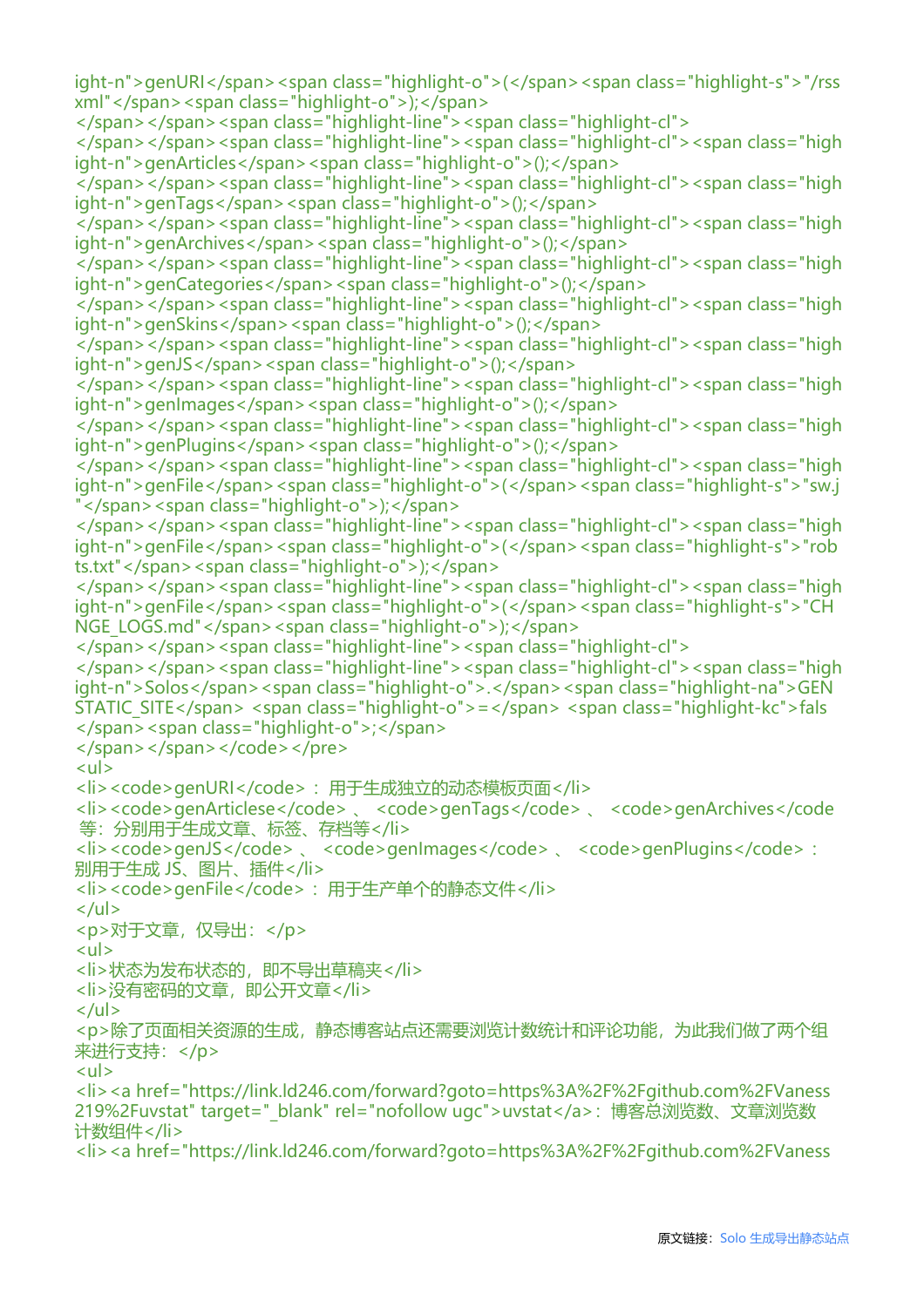ight-n">genURI</span><span class="highlight-o">(</span><span class="highlight-s">"/rss
xml"</span><span class="highlight-o">);</span>
</span></span><span class="highlight-line"><span class="highlight-cl">
</span></span><span class="highlight-line"><span class="highlight-cl"><span class="high
ight-n">genArticles</span><span class="highlight-o">();</span>
</span></span><span class="highlight-line"><span class="highlight-cl"><span class="high
ight-n">genTags</span><span class="highlight-o">();</span>
</span></span><span class="highlight-line"><span class="highlight-cl"><span class="high
ight-n">genArchives</span><span class="highlight-o">();</span>
</span></span><span class="highlight-line"><span class="highlight-cl"><span class="high
ight-n">genCategories</span><span class="highlight-o">();</span>
</span></span><span class="highlight-line"><span class="highlight-cl"><span class="high
ight-n">genSkins</span><span class="highlight-o">();</span>
</span></span><span class="highlight-line"><span class="highlight-cl"><span class="high
ight-n">genJS</span><span class="highlight-o">();</span>
</span></span><span class="highlight-line"><span class="highlight-cl"><span class="high
ight-n">genImages</span><span class="highlight-o">();</span>
</span></span><span class="highlight-line"><span class="highlight-cl"><span class="high
ight-n">genPlugins</span><span class="highlight-o">();</span>
</span></span><span class="highlight-line"><span class="highlight-cl"><span class="high
ight-n">genFile</span><span class="highlight-o">(</span><span class="highlight-s">"sw.j
"</span><span class="highlight-o">);</span>
</span></span><span class="highlight-line"><span class="highlight-cl"><span class="high
ight-n">genFile</span><span class="highlight-o">(</span><span class="highlight-s">"rob
ts.txt"</span><span class="highlight-o">);</span>
</span></span><span class="highlight-line"><span class="highlight-cl"><span class="high
ight-n">genFile</span><span class="highlight-o">(</span><span class="highlight-s">"CH
NGE_LOGS.md"</span><span class="highlight-o">);</span>
</span></span><span class="highlight-line"><span class="highlight-cl">
</span></span><span class="highlight-line"><span class="highlight-cl"><span class="high
ight-n">Solos</span><span class="highlight-o">.</span><span class="highlight-na">GEN
STATIC_SITE</span> <span class="highlight-o">=</span> <span class="highlight-kc">fals
</span><span class="highlight-o">;</span>
</span></span></code></pre>
<ul>
<li><code>genURI</code>：用于生成独立的动态模板页面</li>
<li><code>genArticlese</code>、<code>genTags</code>、<code>genArchives</code
等：分别用于生成文章、标签、存档等</li>
<li><code>genJS</code>、<code>genImages</code>、<code>genPlugins</code>：
别用于生成 JS、图片、插件</li>
<li><code>genFile</code>：用于生产单个的静态文件</li>
</ul>
<p>对于文章，仅导出：</p>
<ul>
<li>状态为发布状态的，即不导出草稿夹</li>
<li>没有密码的文章，即公开文章</li>
</ul>
<p>除了页面相关资源的生成，静态博客站点还需要浏览计数统计和评论功能，为此我们做了两个组
来进行支持：</p>
<ul>
<li><a href="https://link.ld246.com/forward?goto=https%3A%2F%2Fgithub.com%2FVaness
219%2Fuvstat" target="_blank" rel="nofollow ugc">uvstat</a>：博客总浏览数、文章浏览数
计数组件</li>
<li><a href="https://link.ld246.com/forward?goto=https%3A%2F%2Fgithub.com%2FVaness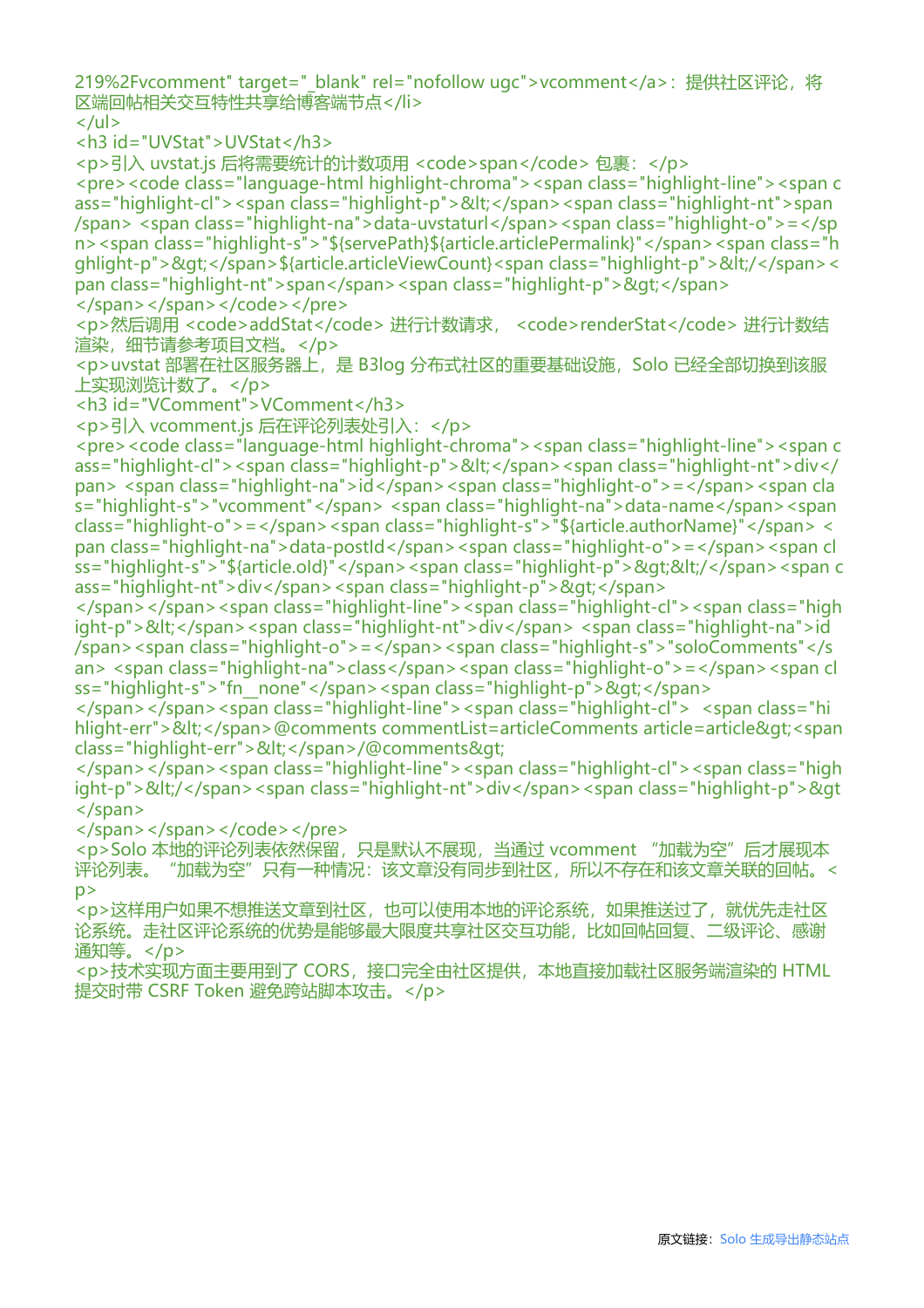```html
219%2Fvcomment" target="_blank" rel="nofollow ugc">vcomment</a>：提供社区评论，将回帖相关交互特性共享给博客端节点</li>
</ul>
<h3 id="UVStat">UVStat</h3>
<p>引入 uvstat.js 后将需要统计的计数项用 <code>span</code> 包裹：</p>
<pre><code class="language-html highlight-chroma"><span class="highlight-line"><span class="highlight-cl"><span class="highlight-p">&lt;</span><span class="highlight-nt">span</span> <span class="highlight-na">data-uvstaturl</span><span class="highlight-o">=</span><span class="highlight-s">"${servePath}${article.articlePermalink}"</span><span class="highlight-p">&gt;</span>${article.articleViewCount}<span class="highlight-p">&lt;/</span><span class="highlight-nt">span</span><span class="highlight-p">&gt;</span>
</span></span></code></pre>
<p>然后调用 <code>addStat</code> 进行计数请求， <code>renderStat</code> 进行计数结渲染，细节请参考项目文档。</p>
<p>uvstat 部署在社区服务器上，是 B3log 分布式社区的重要基础设施，Solo 已经全部切换到该服上实现浏览计数了。</p>
<h3 id="VComment">VComment</h3>
<p>引入 vcomment.js 后在评论列表处引入：</p>
<pre><code class="language-html highlight-chroma"><span class="highlight-line"><span class="highlight-cl"><span class="highlight-p">&lt;</span><span class="highlight-nt">div</span> <span class="highlight-na">id</span><span class="highlight-o">=</span><span class="highlight-s">"vcomment"</span> <span class="highlight-na">data-name</span><span class="highlight-o">=</span><span class="highlight-s">"${article.authorName}"</span> <span class="highlight-na">data-postId</span><span class="highlight-o">=</span><span class="highlight-s">"${article.oId}"</span><span class="highlight-p">&gt;&lt;/</span><span class="highlight-nt">div</span><span class="highlight-p">&gt;</span>
</span></span><span class="highlight-line"><span class="highlight-cl"><span class="highlight-p">&lt;</span><span class="highlight-nt">div</span> <span class="highlight-na">id</span><span class="highlight-o">=</span><span class="highlight-s">"soloComments"</span> <span class="highlight-na">class</span><span class="highlight-o">=</span><span class="highlight-s">"fn__none"</span><span class="highlight-p">&gt;</span>
</span></span><span class="highlight-line"><span class="highlight-cl">  <span class="highlight-err">&lt;</span>@comments commentList=articleComments article=article&gt;<span class="highlight-err">&lt;</span>/@comments&gt;
</span></span><span class="highlight-line"><span class="highlight-cl"><span class="highlight-p">&lt;/</span><span class="highlight-nt">div</span><span class="highlight-p">&gt</span>
</span></span></code></pre>
<p>Solo 本地的评论列表依然保留，只是默认不展现，当通过 vcomment “加载为空”后才展现本评论列表。“加载为空”只有一种情况：该文章没有同步到社区，所以不存在和该文章关联的回帖。</p>
<p>这样用户如果不想推送文章到社区，也可以使用本地的评论系统，如果推送过了，就优先走社区论系统。走社区评论系统的优势是能够最大限度共享社区交互功能，比如回帖回复、二级评论、感谢通知等。</p>
<p>技术实现方面主要用到了 CORS，接口完全由社区提供，本地直接加载社区服务端渲染的 HTML 提交时带 CSRF Token 避免跨站脚本攻击。</p>
```